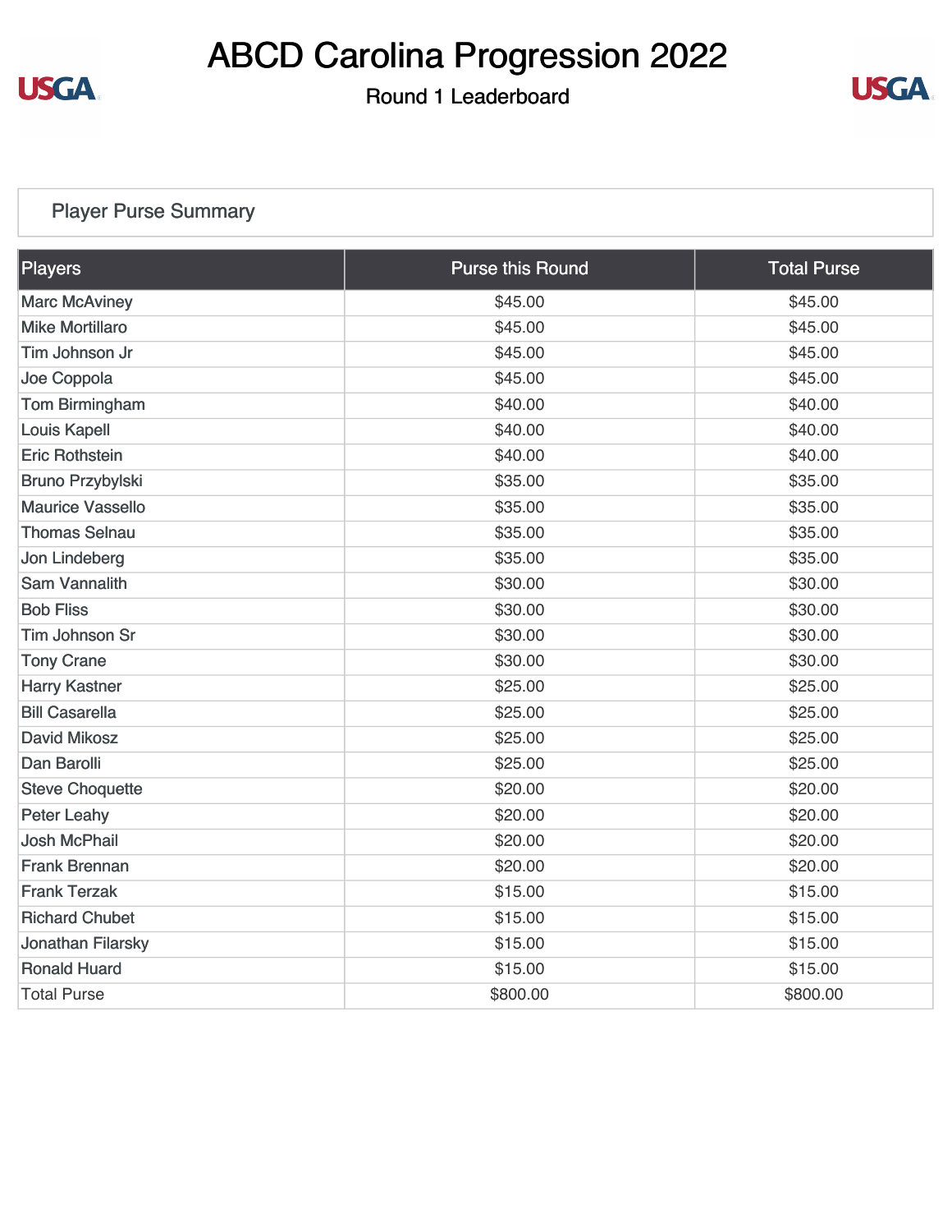# ABCD Carolina Progression 2022

## Round 1 Leaderboard

### Player Purse Summary

| Players | Purse this Round | Total Purse |
|---|---|---|
| Marc McAviney | $45.00 | $45.00 |
| Mike Mortillaro | $45.00 | $45.00 |
| Tim Johnson Jr | $45.00 | $45.00 |
| Joe Coppola | $45.00 | $45.00 |
| Tom Birmingham | $40.00 | $40.00 |
| Louis Kapell | $40.00 | $40.00 |
| Eric Rothstein | $40.00 | $40.00 |
| Bruno Przybylski | $35.00 | $35.00 |
| Maurice Vassello | $35.00 | $35.00 |
| Thomas Selnau | $35.00 | $35.00 |
| Jon Lindeberg | $35.00 | $35.00 |
| Sam Vannalith | $30.00 | $30.00 |
| Bob Fliss | $30.00 | $30.00 |
| Tim Johnson Sr | $30.00 | $30.00 |
| Tony Crane | $30.00 | $30.00 |
| Harry Kastner | $25.00 | $25.00 |
| Bill Casarella | $25.00 | $25.00 |
| David Mikosz | $25.00 | $25.00 |
| Dan Barolli | $25.00 | $25.00 |
| Steve Choquette | $20.00 | $20.00 |
| Peter Leahy | $20.00 | $20.00 |
| Josh McPhail | $20.00 | $20.00 |
| Frank Brennan | $20.00 | $20.00 |
| Frank Terzak | $15.00 | $15.00 |
| Richard Chubet | $15.00 | $15.00 |
| Jonathan Filarsky | $15.00 | $15.00 |
| Ronald Huard | $15.00 | $15.00 |
| Total Purse | $800.00 | $800.00 |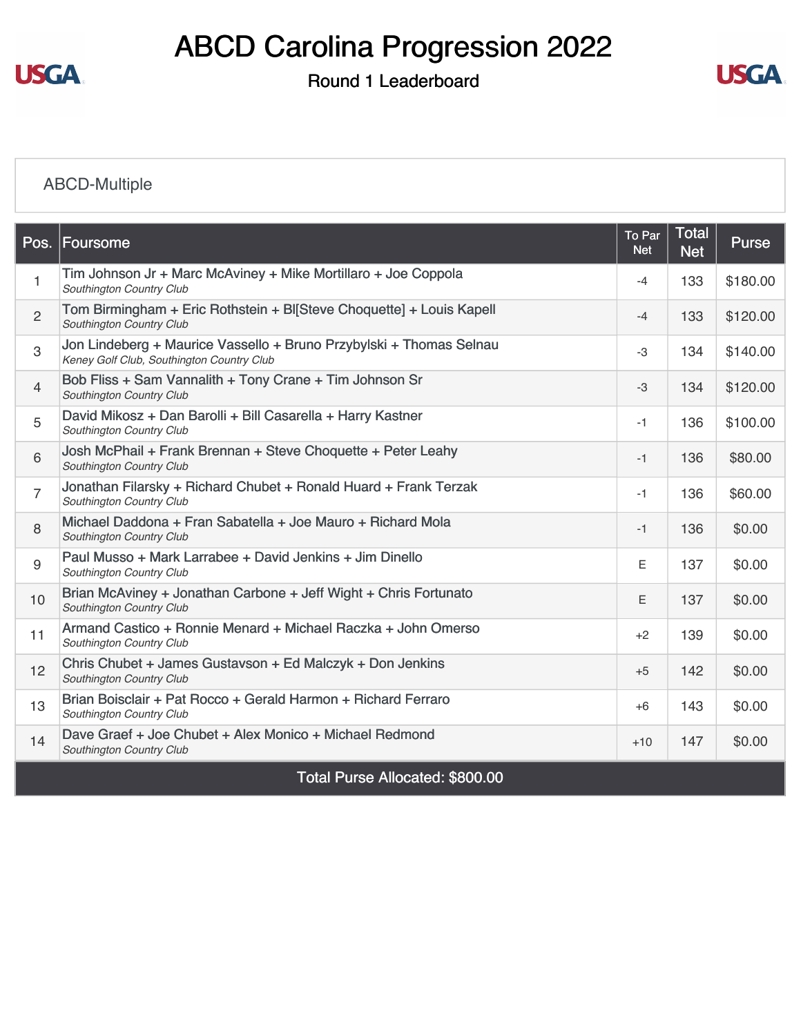# ABCD Carolina Progression 2022

## Round 1 Leaderboard

ABCD-Multiple

| Pos. | Foursome | To Par Net | Total Net | Purse |
|---|---|---|---|---|
| 1 | Tim Johnson Jr + Marc McAviney + Mike Mortillaro + Joe Coppola<br>*Southington Country Club* | -4 | 133 | $180.00 |
| 2 | Tom Birmingham + Eric Rothstein + Bl[Steve Choquette] + Louis Kapell<br>*Southington Country Club* | -4 | 133 | $120.00 |
| 3 | Jon Lindeberg + Maurice Vassello + Bruno Przybylski + Thomas Selnau<br>*Keney Golf Club, Southington Country Club* | -3 | 134 | $140.00 |
| 4 | Bob Fliss + Sam Vannalith + Tony Crane + Tim Johnson Sr<br>*Southington Country Club* | -3 | 134 | $120.00 |
| 5 | David Mikosz + Dan Barolli + Bill Casarella + Harry Kastner<br>*Southington Country Club* | -1 | 136 | $100.00 |
| 6 | Josh McPhail + Frank Brennan + Steve Choquette + Peter Leahy<br>*Southington Country Club* | -1 | 136 | $80.00 |
| 7 | Jonathan Filarsky + Richard Chubet + Ronald Huard + Frank Terzak<br>*Southington Country Club* | -1 | 136 | $60.00 |
| 8 | Michael Daddona + Fran Sabatella + Joe Mauro + Richard Mola<br>*Southington Country Club* | -1 | 136 | $0.00 |
| 9 | Paul Musso + Mark Larrabee + David Jenkins + Jim Dinello<br>*Southington Country Club* | E | 137 | $0.00 |
| 10 | Brian McAviney + Jonathan Carbone + Jeff Wight + Chris Fortunato<br>*Southington Country Club* | E | 137 | $0.00 |
| 11 | Armand Castico + Ronnie Menard + Michael Raczka + John Omerso<br>*Southington Country Club* | +2 | 139 | $0.00 |
| 12 | Chris Chubet + James Gustavson + Ed Malczyk + Don Jenkins<br>*Southington Country Club* | +5 | 142 | $0.00 |
| 13 | Brian Boisclair + Pat Rocco + Gerald Harmon + Richard Ferraro<br>*Southington Country Club* | +6 | 143 | $0.00 |
| 14 | Dave Graef + Joe Chubet + Alex Monico + Michael Redmond<br>*Southington Country Club* | +10 | 147 | $0.00 |
| Total Purse Allocated: $800.00 | | | | |